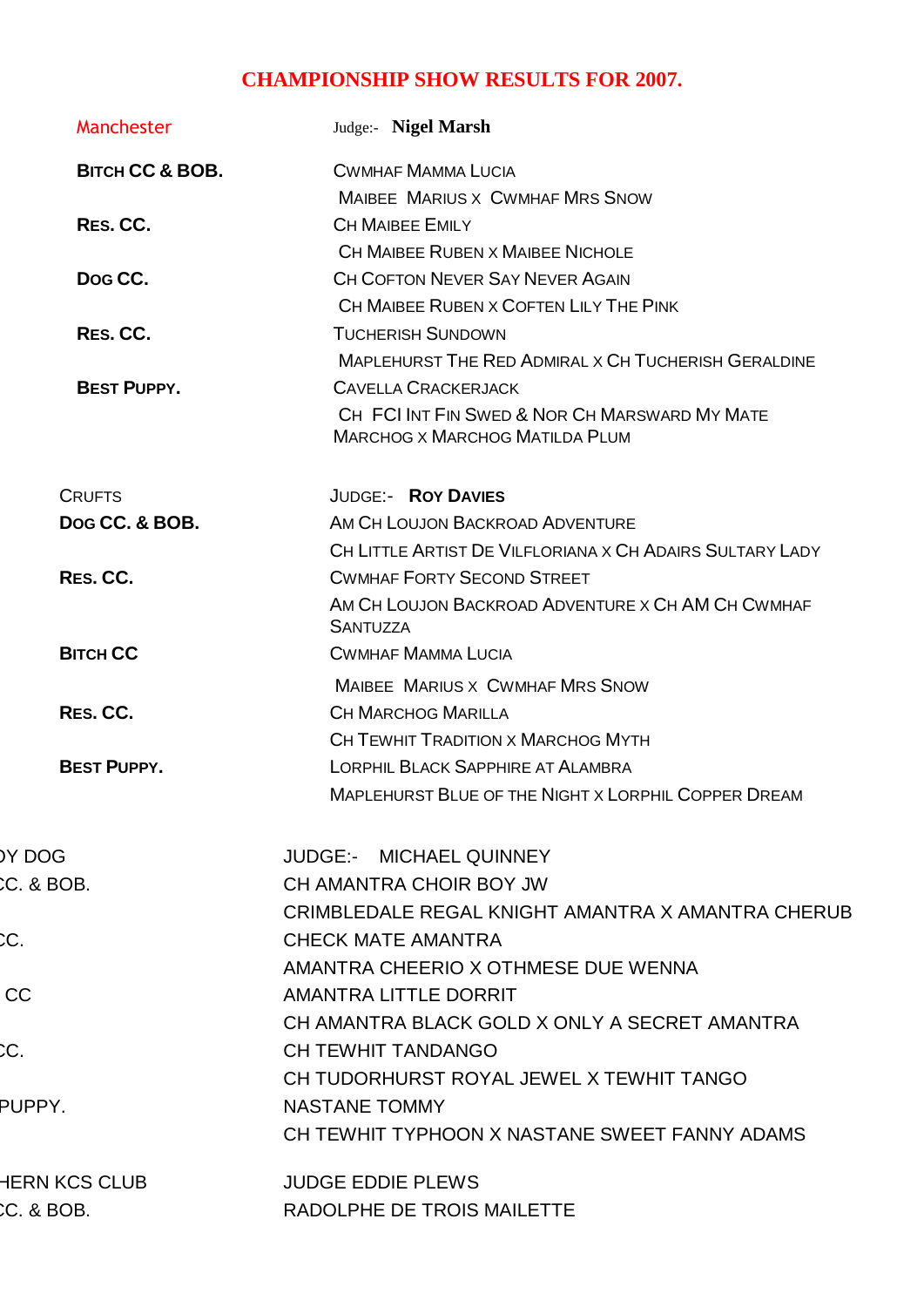# CHAMPIONSHIP SHOW RESULTS FOR 2007.

**Manchester** — Judge:- **Nigel Marsh**

| | |
|---|---|
| **BITCH CC & BOB.** | CWMHAF MAMMA LUCIA |
| | MAIBEE MARIUS X CWMHAF MRS SNOW |
| **RES. CC.** | CH MAIBEE EMILY |
| | CH MAIBEE RUBEN X MAIBEE NICHOLE |
| **DOG CC.** | CH COFTON NEVER SAY NEVER AGAIN |
| | CH MAIBEE RUBEN X COFTEN LILY THE PINK |
| **RES. CC.** | TUCHERISH SUNDOWN |
| | MAPLEHURST THE RED ADMIRAL X CH TUCHERISH GERALDINE |
| **BEST PUPPY.** | CAVELLA CRACKERJACK |
| | CH FCI INT FIN SWED & NOR CH MARSWARD MY MATE MARCHOG X MARCHOG MATILDA PLUM |

**CRUFTS** — JUDGE:- **ROY DAVIES**

| | |
|---|---|
| **DOG CC. & BOB.** | AM CH LOUJON BACKROAD ADVENTURE |
| | CH LITTLE ARTIST DE VILFLORIANA X CH ADAIRS SULTARY LADY |
| **RES. CC.** | CWMHAF FORTY SECOND STREET |
| | AM CH LOUJON BACKROAD ADVENTURE X CH AM CH CWMHAF SANTUZZA |
| **BITCH CC** | CWMHAF MAMMA LUCIA |
| | MAIBEE MARIUS X CWMHAF MRS SNOW |
| **RES. CC.** | CH MARCHOG MARILLA |
| | CH TEWHIT TRADITION X MARCHOG MYTH |
| **BEST PUPPY.** | LORPHIL BLACK SAPPHIRE AT ALAMBRA |
| | MAPLEHURST BLUE OF THE NIGHT X LORPHIL COPPER DREAM |

**)Y DOG** — JUDGE:- MICHAEL QUINNEY

| | |
|---|---|
| CC. & BOB. | CH AMANTRA CHOIR BOY JW |
| | CRIMBLEDALE REGAL KNIGHT AMANTRA X AMANTRA CHERUB |
| CC. | CHECK MATE AMANTRA |
| | AMANTRA CHEERIO X OTHMESE DUE WENNA |
| CC | AMANTRA LITTLE DORRIT |
| | CH AMANTRA BLACK GOLD X ONLY A SECRET AMANTRA |
| CC. | CH TEWHIT TANDANGO |
| | CH TUDORHURST ROYAL JEWEL X TEWHIT TANGO |
| PUPPY. | NASTANE TOMMY |
| | CH TEWHIT TYPHOON X NASTANE SWEET FANNY ADAMS |

**HERN KCS CLUB** — JUDGE EDDIE PLEWS

| | |
|---|---|
| CC. & BOB. | RADOLPHE DE TROIS MAILETTE |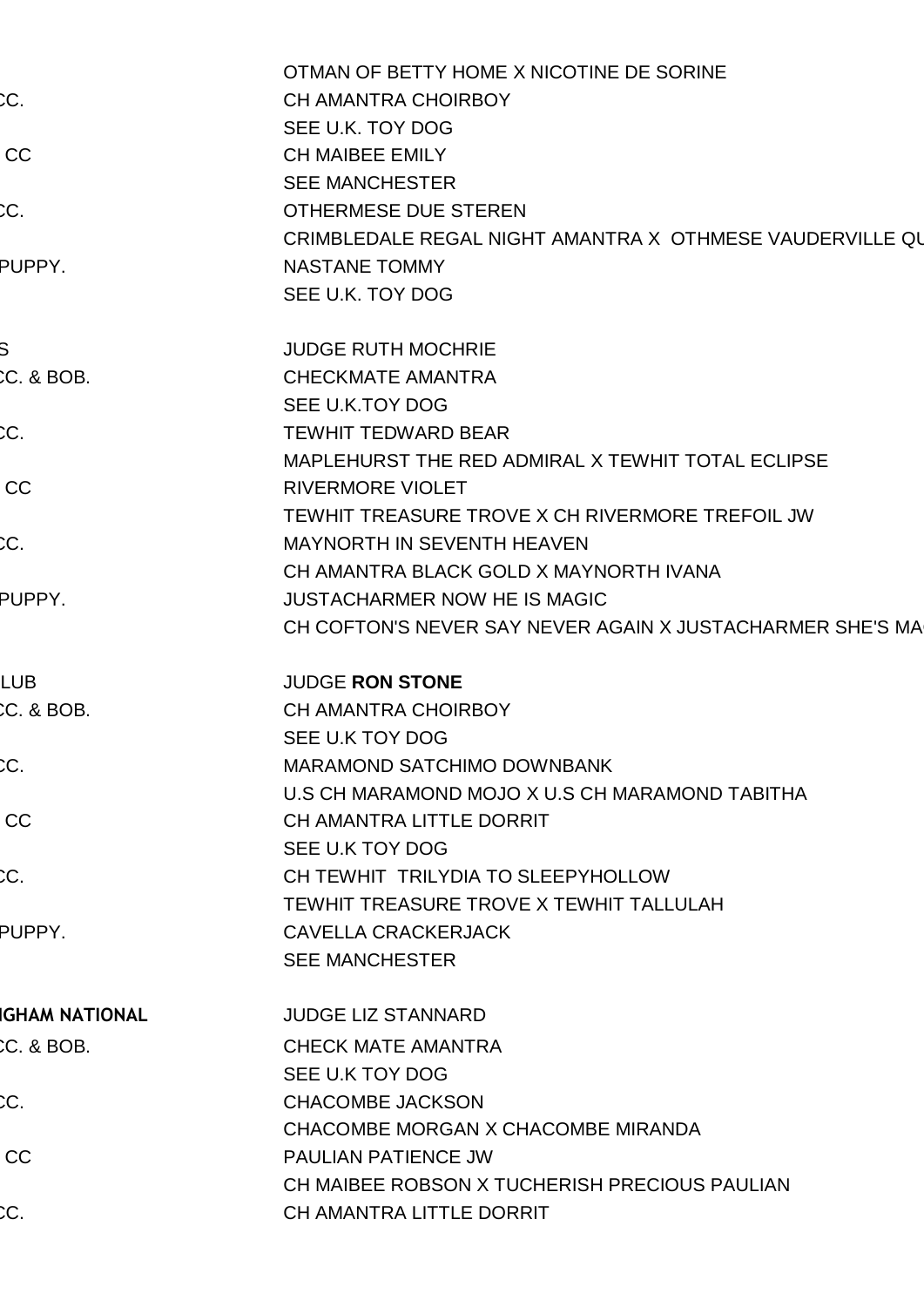| | |
|---|---|
| | OTMAN OF BETTY HOME X NICOTINE DE SORINE |
| CC. | CH AMANTRA CHOIRBOY |
| | SEE U.K. TOY DOG |
| CC | CH MAIBEE EMILY |
| | SEE MANCHESTER |
| CC. | OTHERMESE DUE STEREN |
| | CRIMBLEDALE REGAL NIGHT AMANTRA X OTHMESE VAUDERVILLE QU |
| PUPPY. | NASTANE TOMMY |
| | SEE U.K. TOY DOG |
| | |
| S | JUDGE RUTH MOCHRIE |
| CC. & BOB. | CHECKMATE AMANTRA |
| | SEE U.K.TOY DOG |
| CC. | TEWHIT TEDWARD BEAR |
| | MAPLEHURST THE RED ADMIRAL X TEWHIT TOTAL ECLIPSE |
| CC | RIVERMORE VIOLET |
| | TEWHIT TREASURE TROVE X CH RIVERMORE TREFOIL JW |
| CC. | MAYNORTH IN SEVENTH HEAVEN |
| | CH AMANTRA BLACK GOLD X MAYNORTH IVANA |
| PUPPY. | JUSTACHARMER NOW HE IS MAGIC |
| | CH COFTON'S NEVER SAY NEVER AGAIN X JUSTACHARMER SHE'S MA |
| | |
| LUB | JUDGE **RON STONE** |
| CC. & BOB. | CH AMANTRA CHOIRBOY |
| | SEE U.K TOY DOG |
| CC. | MARAMOND SATCHIMO DOWNBANK |
| | U.S CH MARAMOND MOJO X U.S CH MARAMOND TABITHA |
| CC | CH AMANTRA LITTLE DORRIT |
| | SEE U.K TOY DOG |
| CC. | CH TEWHIT TRILYDIA TO SLEEPYHOLLOW |
| | TEWHIT TREASURE TROVE X TEWHIT TALLULAH |
| PUPPY. | CAVELLA CRACKERJACK |
| | SEE MANCHESTER |
| | |
| **IGHAM NATIONAL** | JUDGE LIZ STANNARD |
| CC. & BOB. | CHECK MATE AMANTRA |
| | SEE U.K TOY DOG |
| CC. | CHACOMBE JACKSON |
| | CHACOMBE MORGAN X CHACOMBE MIRANDA |
| CC | PAULIAN PATIENCE JW |
| | CH MAIBEE ROBSON X TUCHERISH PRECIOUS PAULIAN |
| CC. | CH AMANTRA LITTLE DORRIT |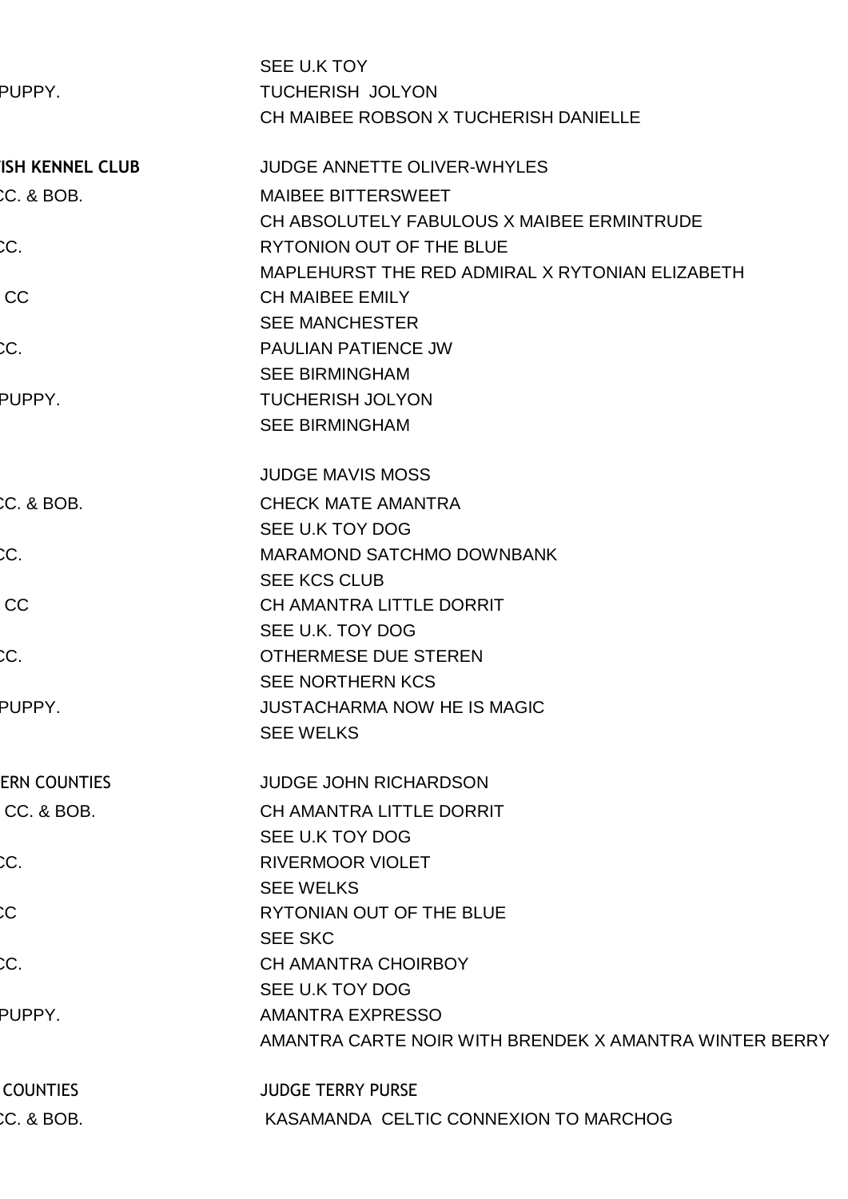| | |
|---|---|
| | SEE U.K TOY |
| PUPPY. | TUCHERISH JOLYON |
| | CH MAIBEE ROBSON X TUCHERISH DANIELLE |
| **ISH KENNEL CLUB** | JUDGE ANNETTE OLIVER-WHYLES |
| CC. & BOB. | MAIBEE BITTERSWEET |
| | CH ABSOLUTELY FABULOUS X MAIBEE ERMINTRUDE |
| CC. | RYTONION OUT OF THE BLUE |
| | MAPLEHURST THE RED ADMIRAL X RYTONIAN ELIZABETH |
| CC | CH MAIBEE EMILY |
| | SEE MANCHESTER |
| CC. | PAULIAN PATIENCE JW |
| | SEE BIRMINGHAM |
| PUPPY. | TUCHERISH JOLYON |
| | SEE BIRMINGHAM |
| | JUDGE MAVIS MOSS |
| CC. & BOB. | CHECK MATE AMANTRA |
| | SEE U.K TOY DOG |
| CC. | MARAMOND SATCHMO DOWNBANK |
| | SEE KCS CLUB |
| CC | CH AMANTRA LITTLE DORRIT |
| | SEE U.K. TOY DOG |
| CC. | OTHERMESE DUE STEREN |
| | SEE NORTHERN KCS |
| PUPPY. | JUSTACHARMA NOW HE IS MAGIC |
| | SEE WELKS |
| ERN COUNTIES | JUDGE JOHN RICHARDSON |
| CC. & BOB. | CH AMANTRA LITTLE DORRIT |
| | SEE U.K TOY DOG |
| CC. | RIVERMOOR VIOLET |
| | SEE WELKS |
| CC | RYTONIAN OUT OF THE BLUE |
| | SEE SKC |
| CC. | CH AMANTRA CHOIRBOY |
| | SEE U.K TOY DOG |
| PUPPY. | AMANTRA EXPRESSO |
| | AMANTRA CARTE NOIR WITH BRENDEK X AMANTRA WINTER BERRY |
| COUNTIES | JUDGE TERRY PURSE |
| CC. & BOB. | KASAMANDA CELTIC CONNEXION TO MARCHOG |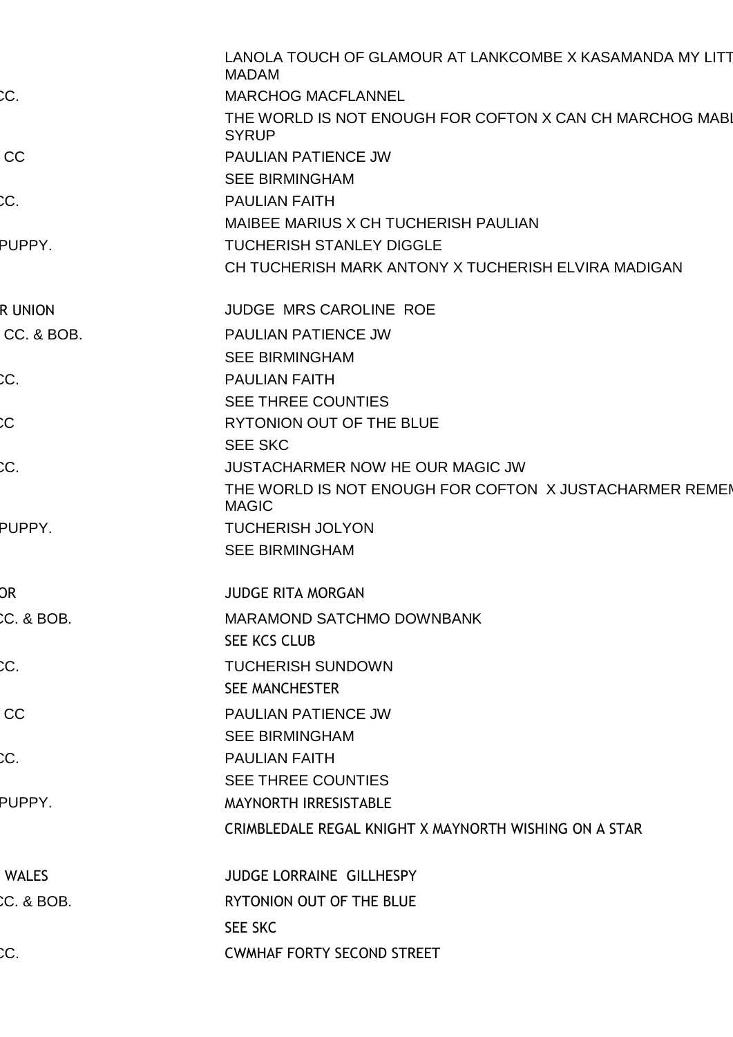| | |
|---|---|
| | LANOLA TOUCH OF GLAMOUR AT LANKCOMBE X KASAMANDA MY LITT MADAM |
| CC. | MARCHOG MACFLANNEL |
| | THE WORLD IS NOT ENOUGH FOR COFTON X CAN CH MARCHOG MABL SYRUP |
| CC | PAULIAN PATIENCE JW |
| | SEE BIRMINGHAM |
| CC. | PAULIAN FAITH |
| | MAIBEE MARIUS X CH TUCHERISH PAULIAN |
| PUPPY. | TUCHERISH STANLEY DIGGLE |
| | CH TUCHERISH MARK ANTONY X TUCHERISH ELVIRA MADIGAN |
| R UNION | JUDGE MRS CAROLINE ROE |
| CC. & BOB. | PAULIAN PATIENCE JW |
| | SEE BIRMINGHAM |
| CC. | PAULIAN FAITH |
| | SEE THREE COUNTIES |
| CC | RYTONION OUT OF THE BLUE |
| | SEE SKC |
| CC. | JUSTACHARMER NOW HE OUR MAGIC JW |
| | THE WORLD IS NOT ENOUGH FOR COFTON X JUSTACHARMER REMEM MAGIC |
| PUPPY. | TUCHERISH JOLYON |
| | SEE BIRMINGHAM |
| OR | JUDGE RITA MORGAN |
| CC. & BOB. | MARAMOND SATCHMO DOWNBANK |
| | SEE KCS CLUB |
| CC. | TUCHERISH SUNDOWN |
| | SEE MANCHESTER |
| CC | PAULIAN PATIENCE JW |
| | SEE BIRMINGHAM |
| CC. | PAULIAN FAITH |
| | SEE THREE COUNTIES |
| PUPPY. | MAYNORTH IRRESISTABLE |
| | CRIMBLEDALE REGAL KNIGHT X MAYNORTH WISHING ON A STAR |
| WALES | JUDGE LORRAINE GILLHESPY |
| CC. & BOB. | RYTONION OUT OF THE BLUE |
| | SEE SKC |
| CC. | CWMHAF FORTY SECOND STREET |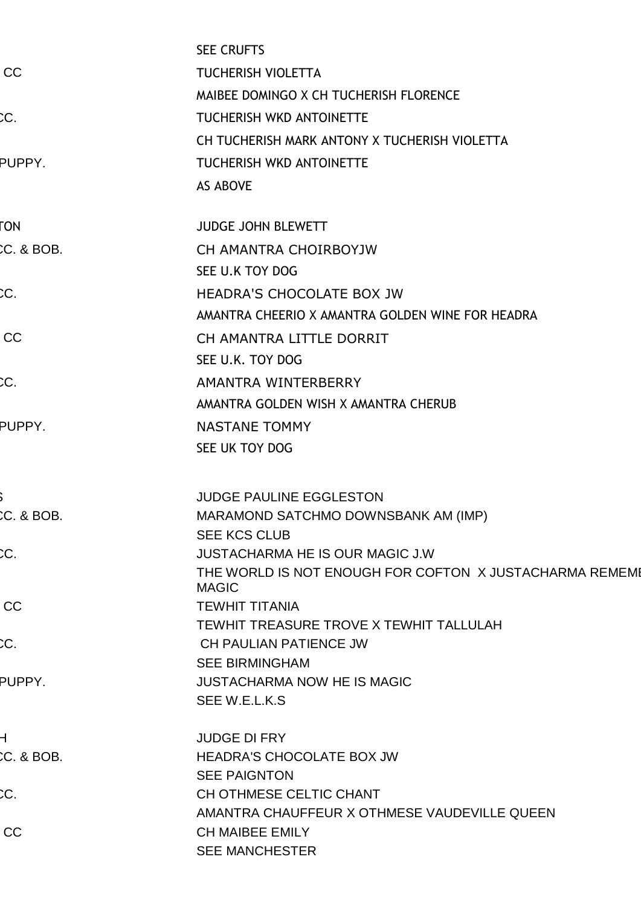| | |
|---|---|
| | SEE CRUFTS |
| CC | TUCHERISH VIOLETTA |
| | MAIBEE DOMINGO X CH TUCHERISH FLORENCE |
| CC. | TUCHERISH WKD ANTOINETTE |
| | CH TUCHERISH MARK ANTONY X TUCHERISH VIOLETTA |
| PUPPY. | TUCHERISH WKD ANTOINETTE |
| | AS ABOVE |
| | |
| TON | JUDGE JOHN BLEWETT |
| CC. & BOB. | CH AMANTRA CHOIRBOYJW |
| | SEE U.K TOY DOG |
| CC. | HEADRA'S CHOCOLATE BOX JW |
| | AMANTRA CHEERIO X AMANTRA GOLDEN WINE FOR HEADRA |
| CC | CH AMANTRA LITTLE DORRIT |
| | SEE U.K. TOY DOG |
| CC. | AMANTRA WINTERBERRY |
| | AMANTRA GOLDEN WISH X AMANTRA CHERUB |
| PUPPY. | NASTANE TOMMY |
| | SEE UK TOY DOG |
| | |
| S | JUDGE PAULINE EGGLESTON |
| CC. & BOB. | MARAMOND SATCHMO DOWNSBANK AM (IMP) |
| | SEE KCS CLUB |
| CC. | JUSTACHARMA HE IS OUR MAGIC J.W |
| | THE WORLD IS NOT ENOUGH FOR COFTON X JUSTACHARMA REMEME MAGIC |
| CC | TEWHIT TITANIA |
| | TEWHIT TREASURE TROVE X TEWHIT TALLULAH |
| CC. | CH PAULIAN PATIENCE JW |
| | SEE BIRMINGHAM |
| PUPPY. | JUSTACHARMA NOW HE IS MAGIC |
| | SEE W.E.L.K.S |
| | |
| H | JUDGE DI FRY |
| CC. & BOB. | HEADRA'S CHOCOLATE BOX JW |
| | SEE PAIGNTON |
| CC. | CH OTHMESE CELTIC CHANT |
| | AMANTRA CHAUFFEUR X OTHMESE VAUDEVILLE QUEEN |
| CC | CH MAIBEE EMILY |
| | SEE MANCHESTER |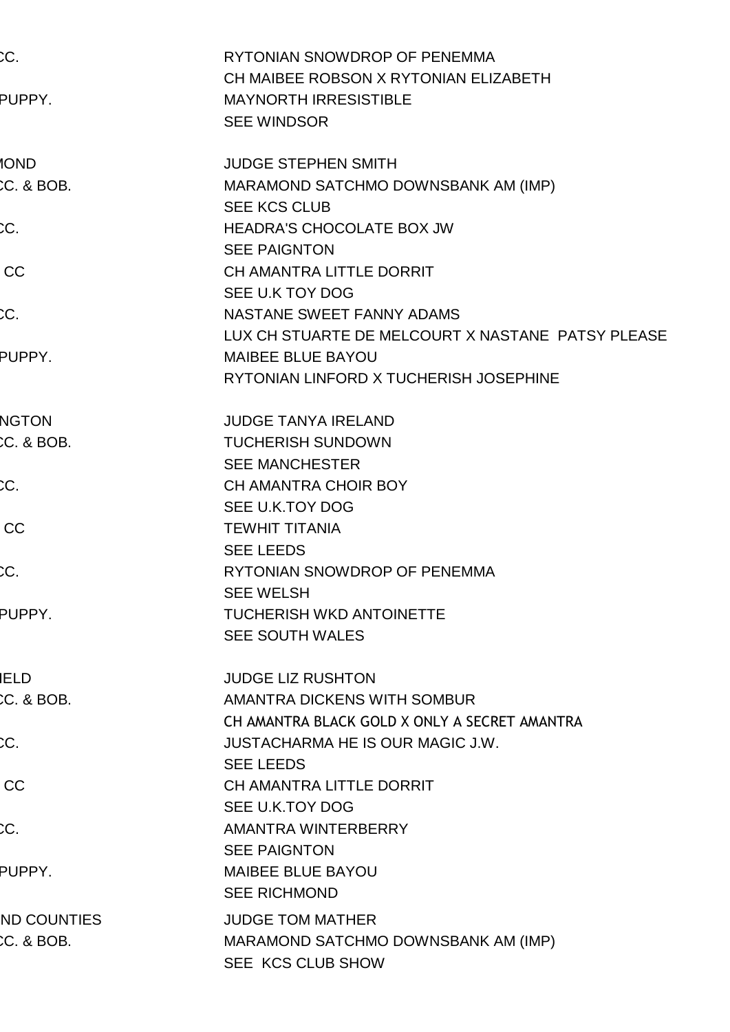| | |
|---|---|
| CC. | RYTONIAN SNOWDROP OF PENEMMA |
| | CH MAIBEE ROBSON X RYTONIAN ELIZABETH |
| PUPPY. | MAYNORTH IRRESISTIBLE |
| | SEE WINDSOR |
| | |
| IOND | JUDGE STEPHEN SMITH |
| CC. & BOB. | MARAMOND SATCHMO DOWNSBANK AM (IMP) |
| | SEE KCS CLUB |
| CC. | HEADRA'S CHOCOLATE BOX JW |
| | SEE PAIGNTON |
| CC | CH AMANTRA LITTLE DORRIT |
| | SEE U.K TOY DOG |
| CC. | NASTANE SWEET FANNY ADAMS |
| | LUX CH STUARTE DE MELCOURT X NASTANE PATSY PLEASE |
| PUPPY. | MAIBEE BLUE BAYOU |
| | RYTONIAN LINFORD X TUCHERISH JOSEPHINE |
| | |
| NGTON | JUDGE TANYA IRELAND |
| CC. & BOB. | TUCHERISH SUNDOWN |
| | SEE MANCHESTER |
| CC. | CH AMANTRA CHOIR BOY |
| | SEE U.K.TOY DOG |
| CC | TEWHIT TITANIA |
| | SEE LEEDS |
| CC. | RYTONIAN SNOWDROP OF PENEMMA |
| | SEE WELSH |
| PUPPY. | TUCHERISH WKD ANTOINETTE |
| | SEE SOUTH WALES |
| | |
| IELD | JUDGE LIZ RUSHTON |
| CC. & BOB. | AMANTRA DICKENS WITH SOMBUR |
| | CH AMANTRA BLACK GOLD X ONLY A SECRET AMANTRA |
| CC. | JUSTACHARMA HE IS OUR MAGIC J.W. |
| | SEE LEEDS |
| CC | CH AMANTRA LITTLE DORRIT |
| | SEE U.K.TOY DOG |
| CC. | AMANTRA WINTERBERRY |
| | SEE PAIGNTON |
| PUPPY. | MAIBEE BLUE BAYOU |
| | SEE RICHMOND |
| ND COUNTIES | JUDGE TOM MATHER |
| CC. & BOB. | MARAMOND SATCHMO DOWNSBANK AM (IMP) |
| | SEE KCS CLUB SHOW |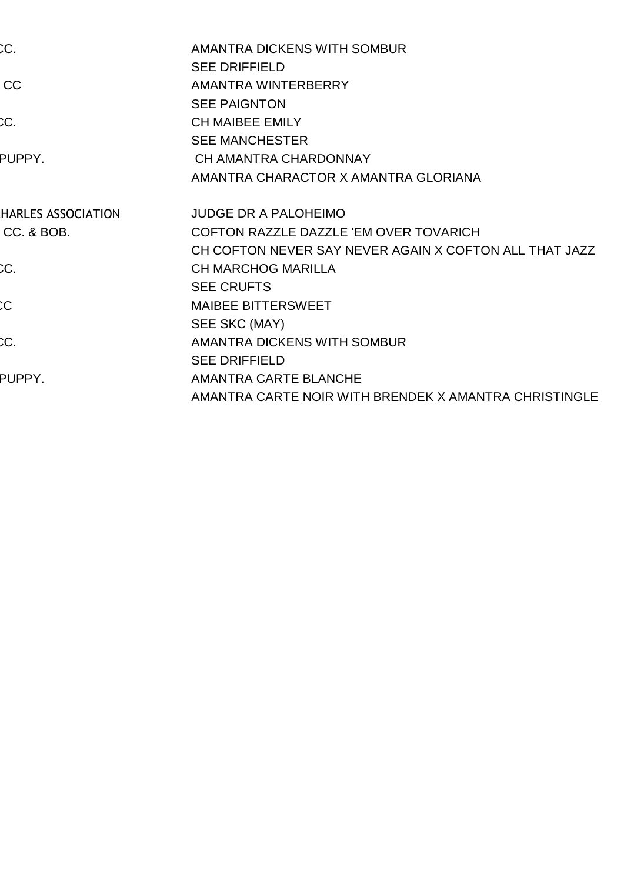| | |
|---|---|
| CC. | AMANTRA DICKENS WITH SOMBUR |
| | SEE DRIFFIELD |
| CC | AMANTRA WINTERBERRY |
| | SEE PAIGNTON |
| CC. | CH MAIBEE EMILY |
| | SEE MANCHESTER |
| PUPPY. | CH AMANTRA CHARDONNAY |
| | AMANTRA CHARACTOR X AMANTRA GLORIANA |
| | |
| HARLES ASSOCIATION | JUDGE DR A PALOHEIMO |
| CC. & BOB. | COFTON RAZZLE DAZZLE 'EM OVER TOVARICH |
| | CH COFTON NEVER SAY NEVER AGAIN X COFTON ALL THAT JAZZ |
| CC. | CH MARCHOG MARILLA |
| | SEE CRUFTS |
| CC | MAIBEE BITTERSWEET |
| | SEE SKC (MAY) |
| CC. | AMANTRA DICKENS WITH SOMBUR |
| | SEE DRIFFIELD |
| PUPPY. | AMANTRA CARTE BLANCHE |
| | AMANTRA CARTE NOIR WITH BRENDEK X AMANTRA CHRISTINGLE |